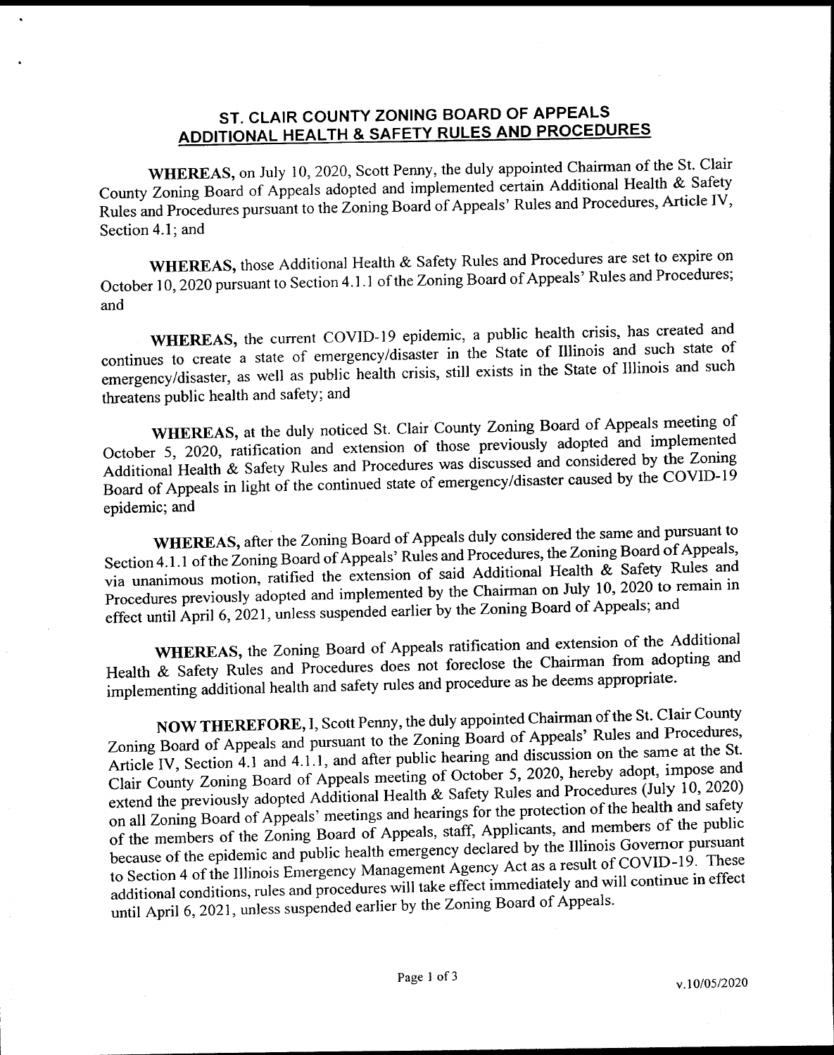# ST. CLAIR COUNTY ZONING BOARD OF APPEALS ADDITIONAL HEALTH & SAFETY RULES AND PROCEDURES

**WHEREAS,** on July 10, 2020, Scott Penny, the duly appointed Chairman of the St. Clair County Zoning Board of Appeals adopted and implemented certain Additional Health & Safety Rules and Procedures pursuant to the Zoning Board of Appeals' Rules and Procedures, Article IV, Section 4.1; and

**WHEREAS,** those Additional Health & Safety Rules and Procedures are set to expire on October 10, 2020 pursuant to Section 4.1.1 of the Zoning Board of Appeals' Rules and Procedures; and

**WHEREAS,** the current COVID-19 epidemic, a public health crisis, has created and continues to create a state of emergency/disaster in the State of Illinois and such state of emergency/disaster, as well as public health crisis, still exists in the State of Illinois and such threatens public health and safety; and

**WHEREAS,** at the duly noticed St. Clair County Zoning Board of Appeals meeting of October 5, 2020, ratification and extension of those previously adopted and implemented Additional Health & Safety Rules and Procedures was discussed and considered by the Zoning Board of Appeals in light of the continued state of emergency/disaster caused by the COVID-19 epidemic; and

**WHEREAS,** after the Zoning Board of Appeals duly considered the same and pursuant to Section 4.1.1 of the Zoning Board of Appeals' Rules and Procedures, the Zoning Board of Appeals, via unanimous motion, ratified the extension of said Additional Health & Safety Rules and Procedures previously adopted and implemented by the Chairman on July 10, 2020 to remain in effect until April 6, 2021, unless suspended earlier by the Zoning Board of Appeals; and

**WHEREAS,** the Zoning Board of Appeals ratification and extension of the Additional Health & Safety Rules and Procedures does not foreclose the Chairman from adopting and implementing additional health and safety rules and procedure as he deems appropriate.

**NOW THEREFORE,** I, Scott Penny, the duly appointed Chairman of the St. Clair County Zoning Board of Appeals and pursuant to the Zoning Board of Appeals' Rules and Procedures, Article IV, Section 4.1 and 4.1.1, and after public hearing and discussion on the same at the St. Clair County Zoning Board of Appeals meeting of October 5, 2020, hereby adopt, impose and extend the previously adopted Additional Health & Safety Rules and Procedures (July 10, 2020) on all Zoning Board of Appeals' meetings and hearings for the protection of the health and safety of the members of the Zoning Board of Appeals, staff, Applicants, and members of the public because of the epidemic and public health emergency declared by the Illinois Governor pursuant to Section 4 of the Illinois Emergency Management Agency Act as a result of COVID-19. These additional conditions, rules and procedures will take effect immediately and will continue in effect until April 6, 2021, unless suspended earlier by the Zoning Board of Appeals.

v.10/05/2020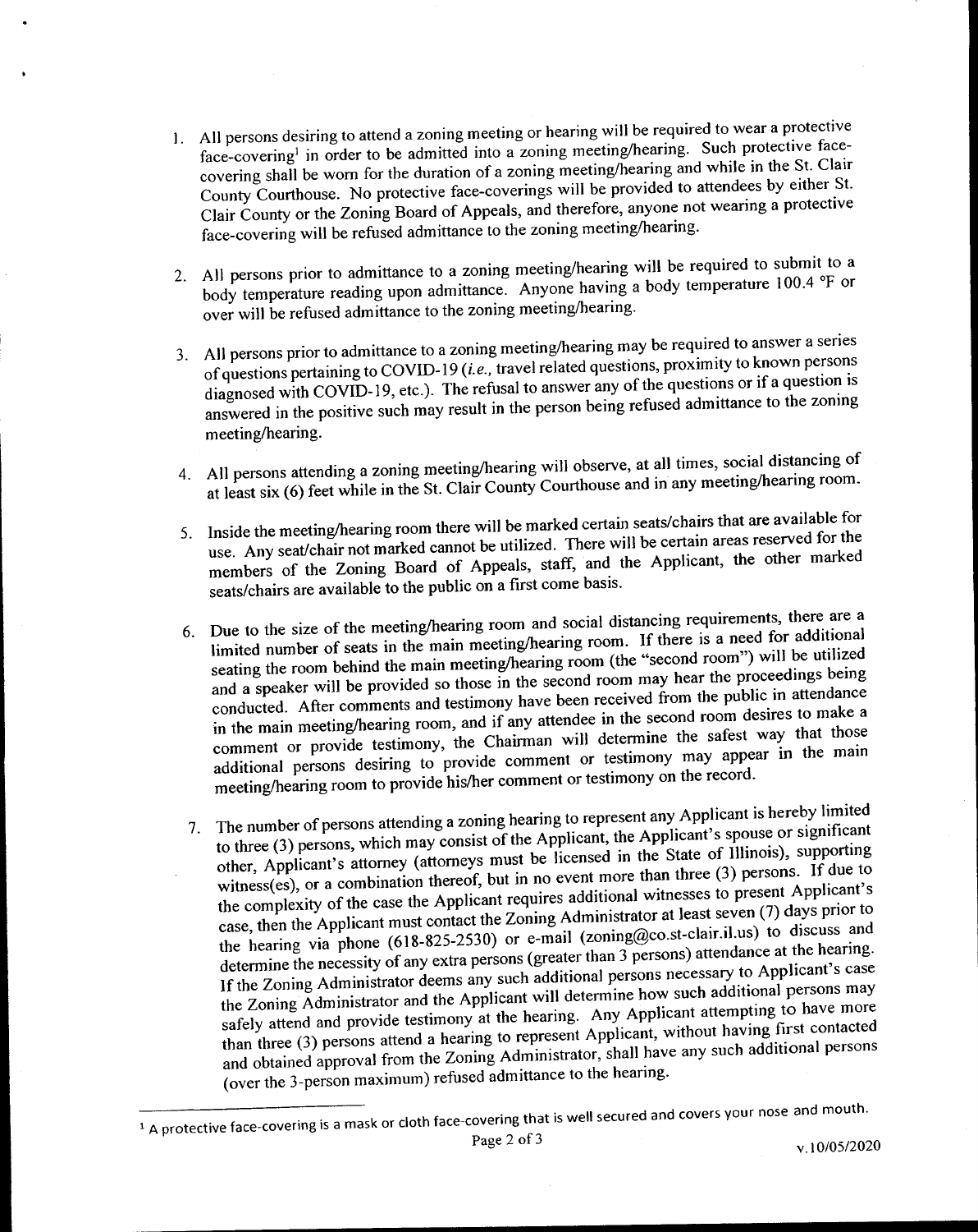1. All persons desiring to attend a zoning meeting or hearing will be required to wear a protective face-covering[1] in order to be admitted into a zoning meeting/hearing. Such protective face-covering shall be worn for the duration of a zoning meeting/hearing and while in the St. Clair County Courthouse. No protective face-coverings will be provided to attendees by either St. Clair County or the Zoning Board of Appeals, and therefore, anyone not wearing a protective face-covering will be refused admittance to the zoning meeting/hearing.

2. All persons prior to admittance to a zoning meeting/hearing will be required to submit to a body temperature reading upon admittance. Anyone having a body temperature 100.4 °F or over will be refused admittance to the zoning meeting/hearing.

3. All persons prior to admittance to a zoning meeting/hearing may be required to answer a series of questions pertaining to COVID-19 (*i.e.*, travel related questions, proximity to known persons diagnosed with COVID-19, etc.). The refusal to answer any of the questions or if a question is answered in the positive such may result in the person being refused admittance to the zoning meeting/hearing.

4. All persons attending a zoning meeting/hearing will observe, at all times, social distancing of at least six (6) feet while in the St. Clair County Courthouse and in any meeting/hearing room.

5. Inside the meeting/hearing room there will be marked certain seats/chairs that are available for use. Any seat/chair not marked cannot be utilized. There will be certain areas reserved for the members of the Zoning Board of Appeals, staff, and the Applicant, the other marked seats/chairs are available to the public on a first come basis.

6. Due to the size of the meeting/hearing room and social distancing requirements, there are a limited number of seats in the main meeting/hearing room. If there is a need for additional seating the room behind the main meeting/hearing room (the "second room") will be utilized and a speaker will be provided so those in the second room may hear the proceedings being conducted. After comments and testimony have been received from the public in attendance in the main meeting/hearing room, and if any attendee in the second room desires to make a comment or provide testimony, the Chairman will determine the safest way that those additional persons desiring to provide comment or testimony may appear in the main meeting/hearing room to provide his/her comment or testimony on the record.

7. The number of persons attending a zoning hearing to represent any Applicant is hereby limited to three (3) persons, which may consist of the Applicant, the Applicant's spouse or significant other, Applicant's attorney (attorneys must be licensed in the State of Illinois), supporting witness(es), or a combination thereof, but in no event more than three (3) persons. If due to the complexity of the case the Applicant requires additional witnesses to present Applicant's case, then the Applicant must contact the Zoning Administrator at least seven (7) days prior to the hearing via phone (618-825-2530) or e-mail (zoning@co.st-clair.il.us) to discuss and determine the necessity of any extra persons (greater than 3 persons) attendance at the hearing. If the Zoning Administrator deems any such additional persons necessary to Applicant's case the Zoning Administrator and the Applicant will determine how such additional persons may safely attend and provide testimony at the hearing. Any Applicant attempting to have more than three (3) persons attend a hearing to represent Applicant, without having first contacted and obtained approval from the Zoning Administrator, shall have any such additional persons (over the 3-person maximum) refused admittance to the hearing.

---

[1] A protective face-covering is a mask or cloth face-covering that is well secured and covers your nose and mouth.

v.10/05/2020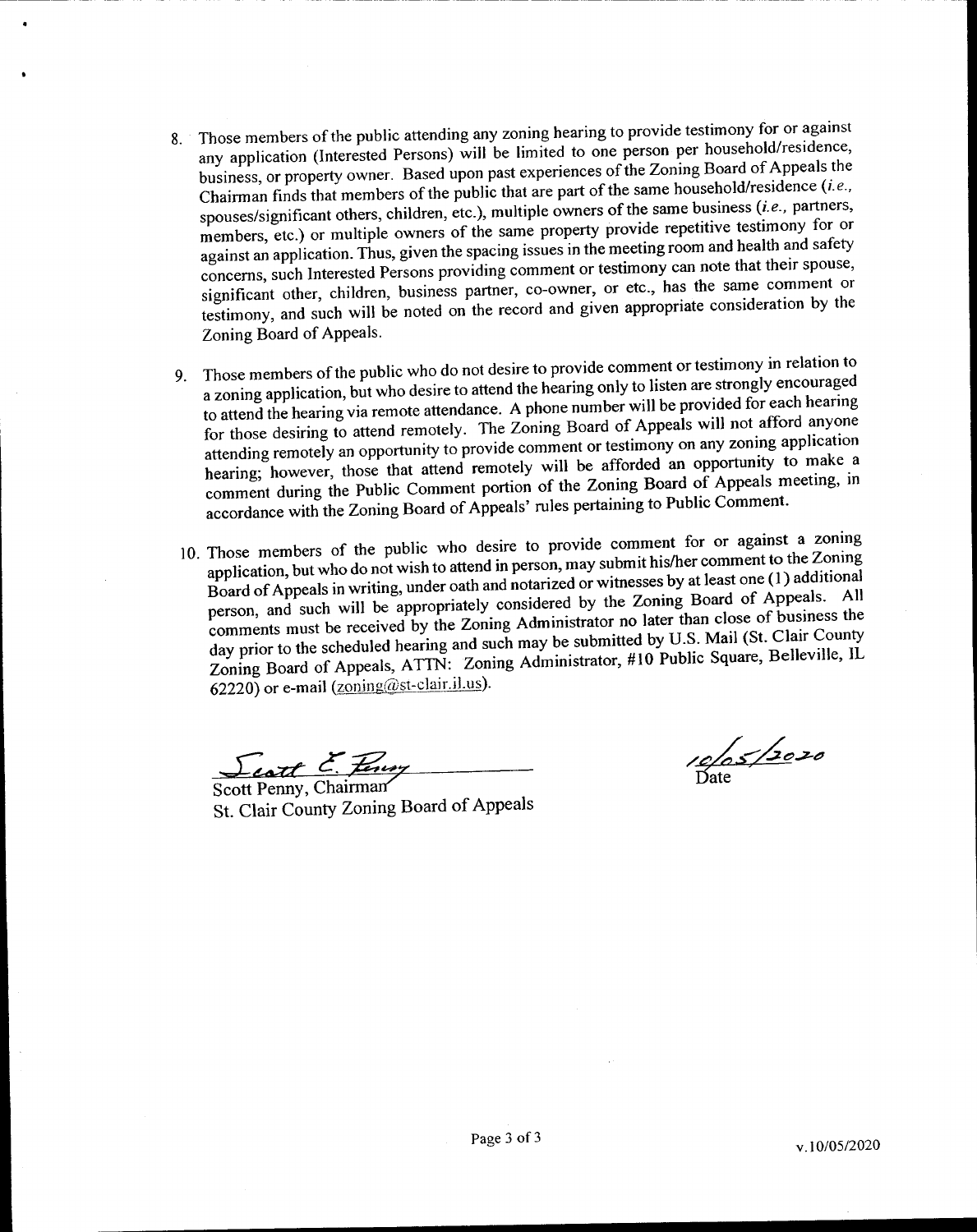8. Those members of the public attending any zoning hearing to provide testimony for or against any application (Interested Persons) will be limited to one person per household/residence, business, or property owner. Based upon past experiences of the Zoning Board of Appeals the Chairman finds that members of the public that are part of the same household/residence (*i.e.*, spouses/significant others, children, etc.), multiple owners of the same business (*i.e.*, partners, members, etc.) or multiple owners of the same property provide repetitive testimony for or against an application. Thus, given the spacing issues in the meeting room and health and safety concerns, such Interested Persons providing comment or testimony can note that their spouse, significant other, children, business partner, co-owner, or etc., has the same comment or testimony, and such will be noted on the record and given appropriate consideration by the Zoning Board of Appeals.

9. Those members of the public who do not desire to provide comment or testimony in relation to a zoning application, but who desire to attend the hearing only to listen are strongly encouraged to attend the hearing via remote attendance. A phone number will be provided for each hearing for those desiring to attend remotely. The Zoning Board of Appeals will not afford anyone attending remotely an opportunity to provide comment or testimony on any zoning application hearing; however, those that attend remotely will be afforded an opportunity to make a comment during the Public Comment portion of the Zoning Board of Appeals meeting, in accordance with the Zoning Board of Appeals' rules pertaining to Public Comment.

10. Those members of the public who desire to provide comment for or against a zoning application, but who do not wish to attend in person, may submit his/her comment to the Zoning Board of Appeals in writing, under oath and notarized or witnesses by at least one (1) additional person, and such will be appropriately considered by the Zoning Board of Appeals. All comments must be received by the Zoning Administrator no later than close of business the day prior to the scheduled hearing and such may be submitted by U.S. Mail (St. Clair County Zoning Board of Appeals, ATTN: Zoning Administrator, #10 Public Square, Belleville, IL 62220) or e-mail (zoning@st-clair.il.us).

Scott E. Penny
Scott Penny, Chairman
St. Clair County Zoning Board of Appeals

10/05/2020
Date

v.10/05/2020